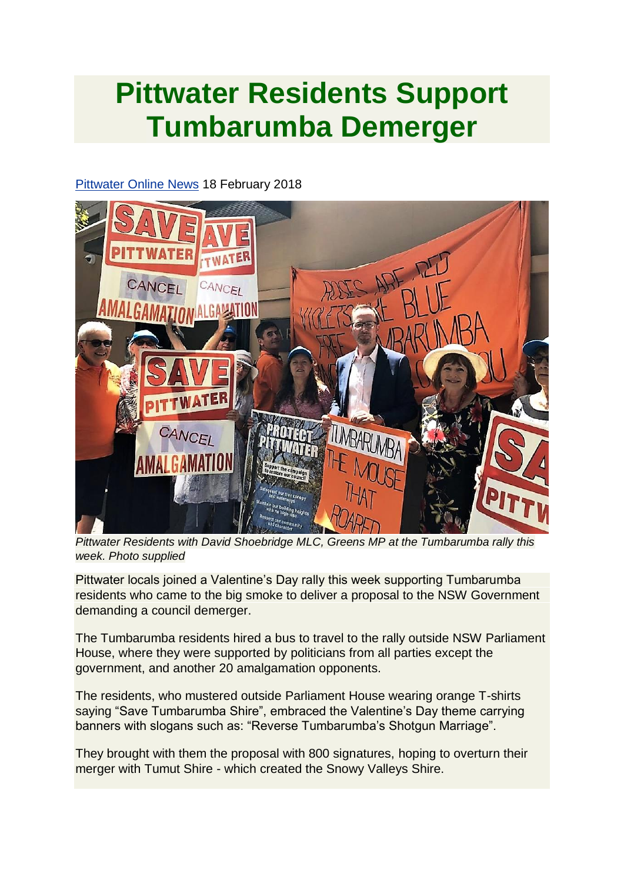# Pittwater Residents Support Tumbarumba Demerger

[Pittwater Online News](#) 18 February 2018

*Pittwater Residents with David Shoebridge MLC, Greens MP at the Tumbarumba rally this week. Photo supplied*

Pittwater locals joined a Valentine's Day rally this week supporting Tumbarumba residents who came to the big smoke to deliver a proposal to the NSW Government demanding a council demerger.

The Tumbarumba residents hired a bus to travel to the rally outside NSW Parliament House, where they were supported by politicians from all parties except the government, and another 20 amalgamation opponents.

The residents, who mustered outside Parliament House wearing orange T-shirts saying "Save Tumbarumba Shire", embraced the Valentine's Day theme carrying banners with slogans such as: "Reverse Tumbarumba's Shotgun Marriage".

They brought with them the proposal with 800 signatures, hoping to overturn their merger with Tumut Shire - which created the Snowy Valleys Shire.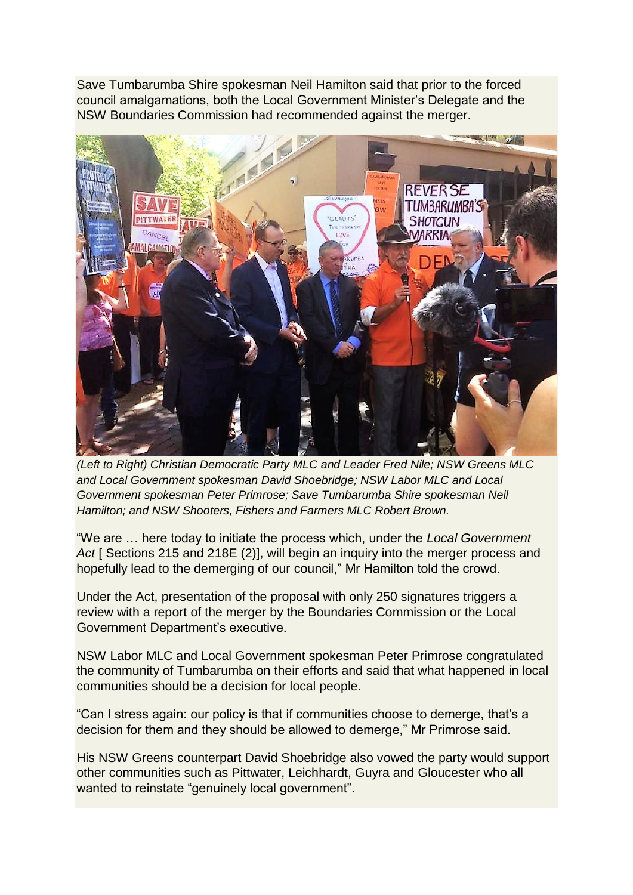Save Tumbarumba Shire spokesman Neil Hamilton said that prior to the forced council amalgamations, both the Local Government Minister's Delegate and the NSW Boundaries Commission had recommended against the merger.

*(Left to Right) Christian Democratic Party MLC and Leader Fred Nile; NSW Greens MLC and Local Government spokesman David Shoebridge; NSW Labor MLC and Local Government spokesman Peter Primrose; Save Tumbarumba Shire spokesman Neil Hamilton; and NSW Shooters, Fishers and Farmers MLC Robert Brown.*

"We are … here today to initiate the process which, under the *Local Government Act* [ Sections 215 and 218E (2)], will begin an inquiry into the merger process and hopefully lead to the demerging of our council," Mr Hamilton told the crowd.

Under the Act, presentation of the proposal with only 250 signatures triggers a review with a report of the merger by the Boundaries Commission or the Local Government Department's executive.

NSW Labor MLC and Local Government spokesman Peter Primrose congratulated the community of Tumbarumba on their efforts and said that what happened in local communities should be a decision for local people.

"Can I stress again: our policy is that if communities choose to demerge, that's a decision for them and they should be allowed to demerge," Mr Primrose said.

His NSW Greens counterpart David Shoebridge also vowed the party would support other communities such as Pittwater, Leichhardt, Guyra and Gloucester who all wanted to reinstate "genuinely local government".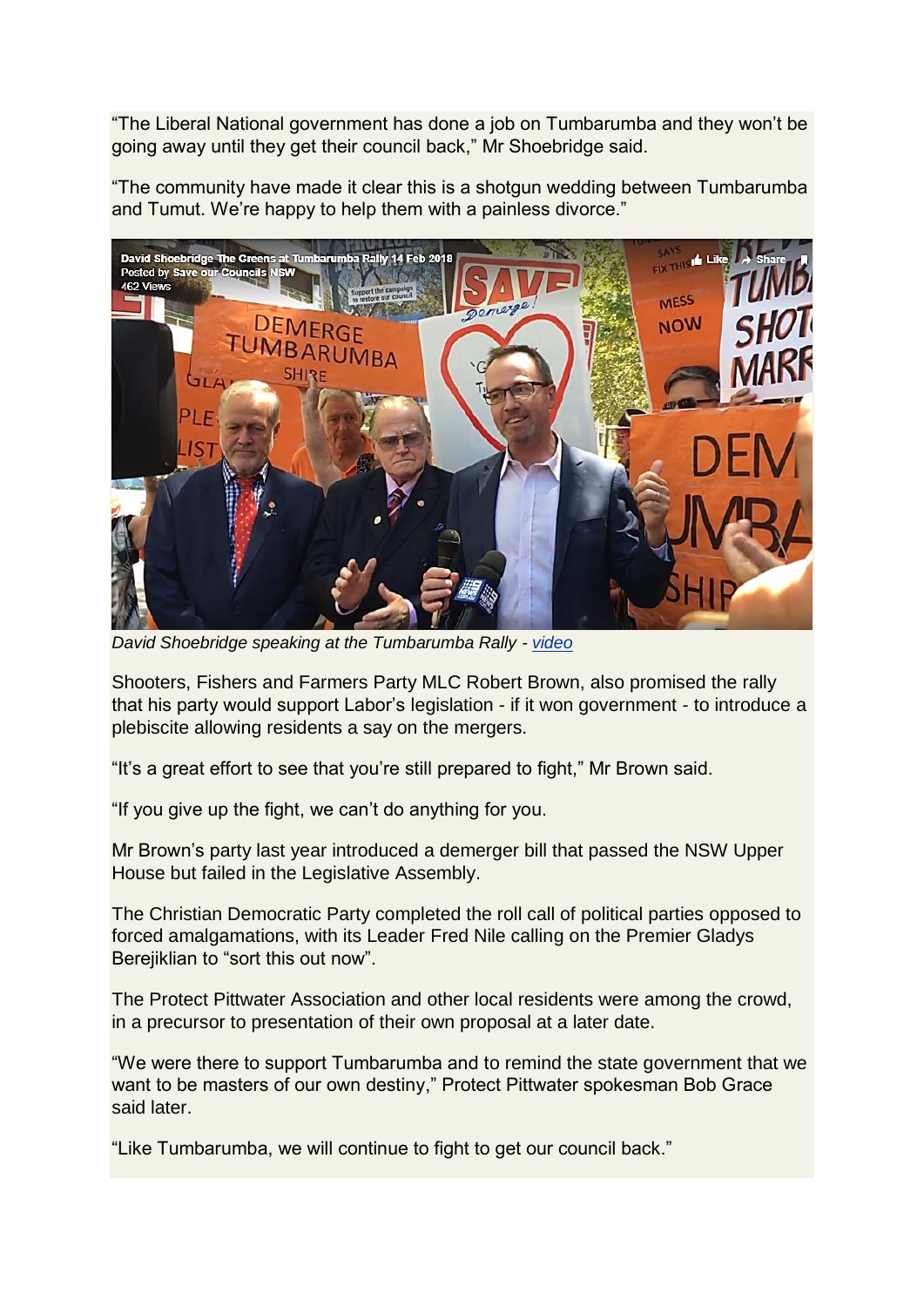"The Liberal National government has done a job on Tumbarumba and they won't be going away until they get their council back," Mr Shoebridge said.

"The community have made it clear this is a shotgun wedding between Tumbarumba and Tumut. We're happy to help them with a painless divorce."

*David Shoebridge speaking at the Tumbarumba Rally - video*

Shooters, Fishers and Farmers Party MLC Robert Brown, also promised the rally that his party would support Labor's legislation - if it won government - to introduce a plebiscite allowing residents a say on the mergers.

"It's a great effort to see that you're still prepared to fight," Mr Brown said.

"If you give up the fight, we can't do anything for you.

Mr Brown's party last year introduced a demerger bill that passed the NSW Upper House but failed in the Legislative Assembly.

The Christian Democratic Party completed the roll call of political parties opposed to forced amalgamations, with its Leader Fred Nile calling on the Premier Gladys Berejiklian to "sort this out now".

The Protect Pittwater Association and other local residents were among the crowd, in a precursor to presentation of their own proposal at a later date.

"We were there to support Tumbarumba and to remind the state government that we want to be masters of our own destiny," Protect Pittwater spokesman Bob Grace said later.

"Like Tumbarumba, we will continue to fight to get our council back."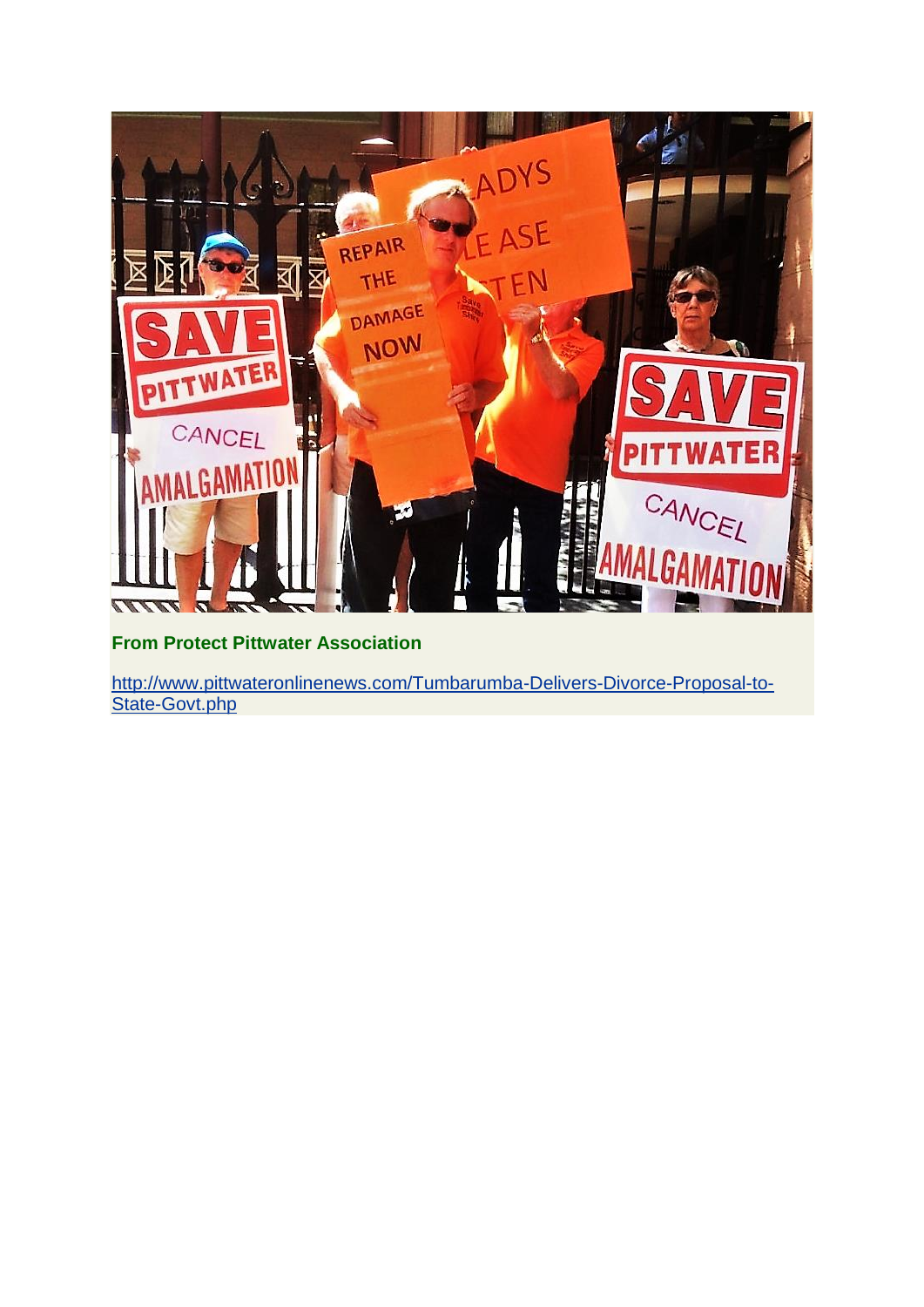**From Protect Pittwater Association**

[http://www.pittwateronlinenews.com/Tumbarumba-Delivers-Divorce-Proposal-to-State-Govt.php](http://www.pittwateronlinenews.com/Tumbarumba-Delivers-Divorce-Proposal-to-State-Govt.php)